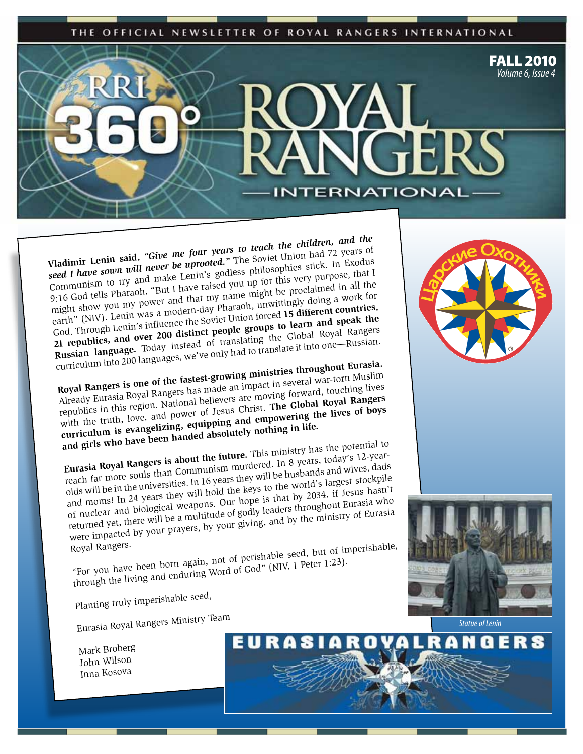THE OFFICIAL NEWSLETTER OF ROYAL RANGERS INTERNATIONAL

# RRI 360° ROYAL RANGERS INTERNATIONAL

**FALL 2010**
*Volume 6, Issue 4*

**Vladimir Lenin said,** ***"Give me four years to teach the children, and the seed I have sown will never be uprooted."*** The Soviet Union had 72 years of Communism to try and make Lenin's godless philosophies stick. In Exodus 9:16 God tells Pharaoh, "But I have raised you up for this very purpose, that I might show you my power and that my name might be proclaimed in all the earth" (NIV). Lenin was a modern-day Pharaoh, unwittingly doing a work for God. Through Lenin's influence the Soviet Union forced **15 different countries, 21 republics, and over 200 distinct people groups to learn and speak the Russian language.** Today instead of translating the Global Royal Rangers curriculum into 200 languages, we've only had to translate it into one—Russian.

**Royal Rangers is one of the fastest-growing ministries throughout Eurasia.** Already Eurasia Royal Rangers has made an impact in several war-torn Muslim republics in this region. National believers are moving forward, touching lives with the truth, love, and power of Jesus Christ. **The Global Royal Rangers curriculum is evangelizing, equipping and empowering the lives of boys and girls who have been handed absolutely nothing in life.**

**Eurasia Royal Rangers is about the future.** This ministry has the potential to reach far more souls than Communism murdered. In 8 years, today's 12-year-olds will be in the universities. In 16 years they will be husbands and wives, dads and moms! In 24 years they will hold the keys to the world's largest stockpile of nuclear and biological weapons. Our hope is that by 2034, if Jesus hasn't returned yet, there will be a multitude of godly leaders throughout Eurasia who were impacted by your prayers, by your giving, and by the ministry of Eurasia Royal Rangers.

"For you have been born again, not of perishable seed, but of imperishable, through the living and enduring Word of God" (NIV, 1 Peter 1:23).

Planting truly imperishable seed,

Eurasia Royal Rangers Ministry Team

Mark Broberg
John Wilson
Inna Kosova

Царские Охотники

Statue of Lenin

EURASIAROYALRANGERS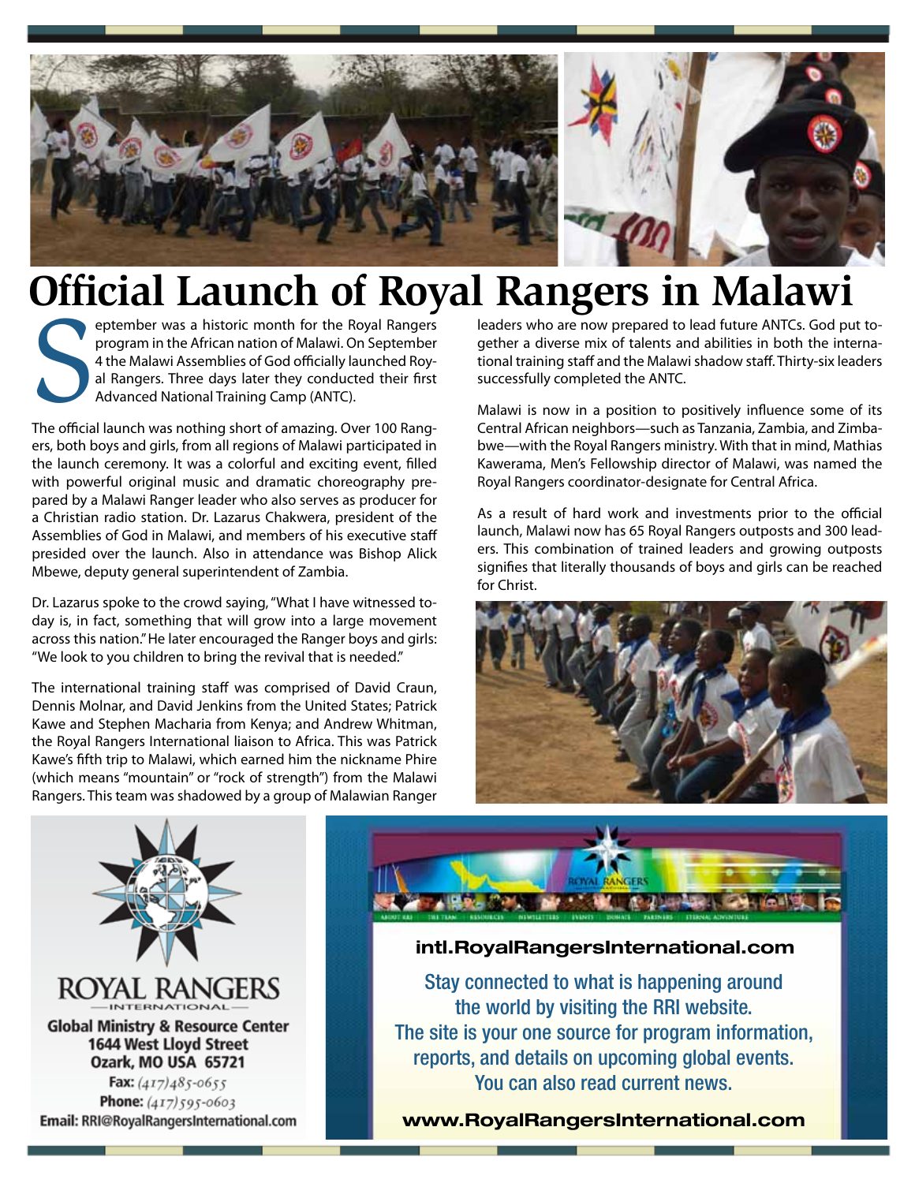# Official Launch of Royal Rangers in Malawi

September was a historic month for the Royal Rangers program in the African nation of Malawi. On September 4 the Malawi Assemblies of God officially launched Royal Rangers. Three days later they conducted their first Advanced National Training Camp (ANTC).

The official launch was nothing short of amazing. Over 100 Rangers, both boys and girls, from all regions of Malawi participated in the launch ceremony. It was a colorful and exciting event, filled with powerful original music and dramatic choreography prepared by a Malawi Ranger leader who also serves as producer for a Christian radio station. Dr. Lazarus Chakwera, president of the Assemblies of God in Malawi, and members of his executive staff presided over the launch. Also in attendance was Bishop Alick Mbewe, deputy general superintendent of Zambia.

Dr. Lazarus spoke to the crowd saying, "What I have witnessed today is, in fact, something that will grow into a large movement across this nation." He later encouraged the Ranger boys and girls: "We look to you children to bring the revival that is needed."

The international training staff was comprised of David Craun, Dennis Molnar, and David Jenkins from the United States; Patrick Kawe and Stephen Macharia from Kenya; and Andrew Whitman, the Royal Rangers International liaison to Africa. This was Patrick Kawe's fifth trip to Malawi, which earned him the nickname Phire (which means "mountain" or "rock of strength") from the Malawi Rangers. This team was shadowed by a group of Malawian Ranger leaders who are now prepared to lead future ANTCs. God put together a diverse mix of talents and abilities in both the international training staff and the Malawi shadow staff. Thirty-six leaders successfully completed the ANTC.

Malawi is now in a position to positively influence some of its Central African neighbors—such as Tanzania, Zambia, and Zimbabwe—with the Royal Rangers ministry. With that in mind, Mathias Kawerama, Men's Fellowship director of Malawi, was named the Royal Rangers coordinator-designate for Central Africa.

As a result of hard work and investments prior to the official launch, Malawi now has 65 Royal Rangers outposts and 300 leaders. This combination of trained leaders and growing outposts signifies that literally thousands of boys and girls can be reached for Christ.

ROYAL RANGERS
—INTERNATIONAL—

**Global Ministry & Resource Center**
**1644 West Lloyd Street**
**Ozark, MO USA 65721**
**Fax:** (417)485-0655
**Phone:** (417)595-0603
**Email:** RRI@RoyalRangersInternational.com

**intl.RoyalRangersInternational.com**

Stay connected to what is happening around the world by visiting the RRI website. The site is your one source for program information, reports, and details on upcoming global events. You can also read current news.

**www.RoyalRangersInternational.com**